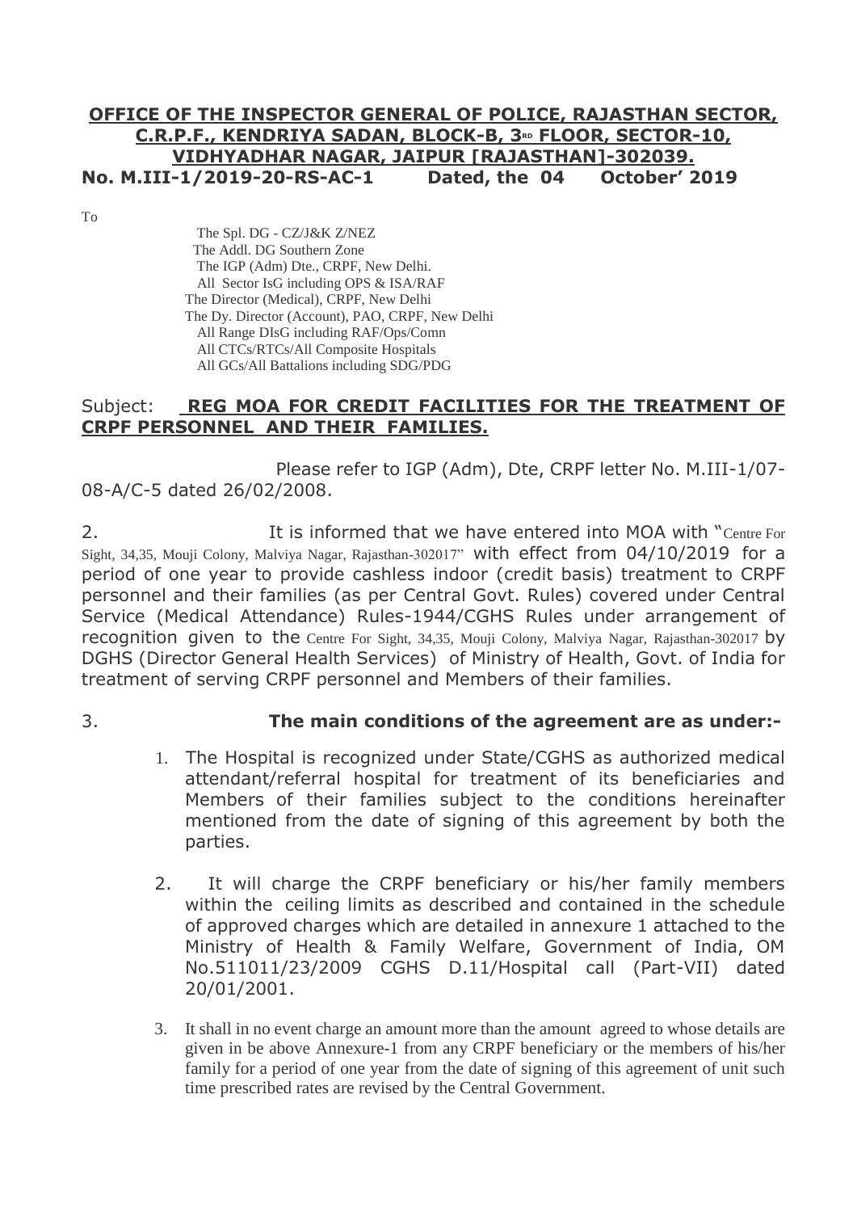**OFFICE OF THE INSPECTOR GENERAL OF POLICE, RAJASTHAN SECTOR, C.R.P.F., KENDRIYA SADAN, BLOCK-B, 3RD FLOOR, SECTOR-10, VIDHYADHAR NAGAR, JAIPUR [RAJASTHAN]-302039.**

**No. M.III-1/2019-20-RS-AC-1 Dated, the 04 October' 2019**

To

The Spl. DG - CZ/J&K Z/NEZ
The Addl. DG Southern Zone
The IGP (Adm) Dte., CRPF, New Delhi.
All Sector IsG including OPS & ISA/RAF
The Director (Medical), CRPF, New Delhi
The Dy. Director (Account), PAO, CRPF, New Delhi
All Range DIsG including RAF/Ops/Comn
All CTCs/RTCs/All Composite Hospitals
All GCs/All Battalions including SDG/PDG

Subject: **REG MOA FOR CREDIT FACILITIES FOR THE TREATMENT OF CRPF PERSONNEL AND THEIR FAMILIES.**

Please refer to IGP (Adm), Dte, CRPF letter No. M.III-1/07-08-A/C-5 dated 26/02/2008.

2. It is informed that we have entered into MOA with "Centre For Sight, 34,35, Mouji Colony, Malviya Nagar, Rajasthan-302017" with effect from 04/10/2019 for a period of one year to provide cashless indoor (credit basis) treatment to CRPF personnel and their families (as per Central Govt. Rules) covered under Central Service (Medical Attendance) Rules-1944/CGHS Rules under arrangement of recognition given to the Centre For Sight, 34,35, Mouji Colony, Malviya Nagar, Rajasthan-302017 by DGHS (Director General Health Services) of Ministry of Health, Govt. of India for treatment of serving CRPF personnel and Members of their families.

3. **The main conditions of the agreement are as under:-**

1. The Hospital is recognized under State/CGHS as authorized medical attendant/referral hospital for treatment of its beneficiaries and Members of their families subject to the conditions hereinafter mentioned from the date of signing of this agreement by both the parties.

2. It will charge the CRPF beneficiary or his/her family members within the ceiling limits as described and contained in the schedule of approved charges which are detailed in annexure 1 attached to the Ministry of Health & Family Welfare, Government of India, OM No.511011/23/2009 CGHS D.11/Hospital call (Part-VII) dated 20/01/2001.

3. It shall in no event charge an amount more than the amount agreed to whose details are given in be above Annexure-1 from any CRPF beneficiary or the members of his/her family for a period of one year from the date of signing of this agreement of unit such time prescribed rates are revised by the Central Government.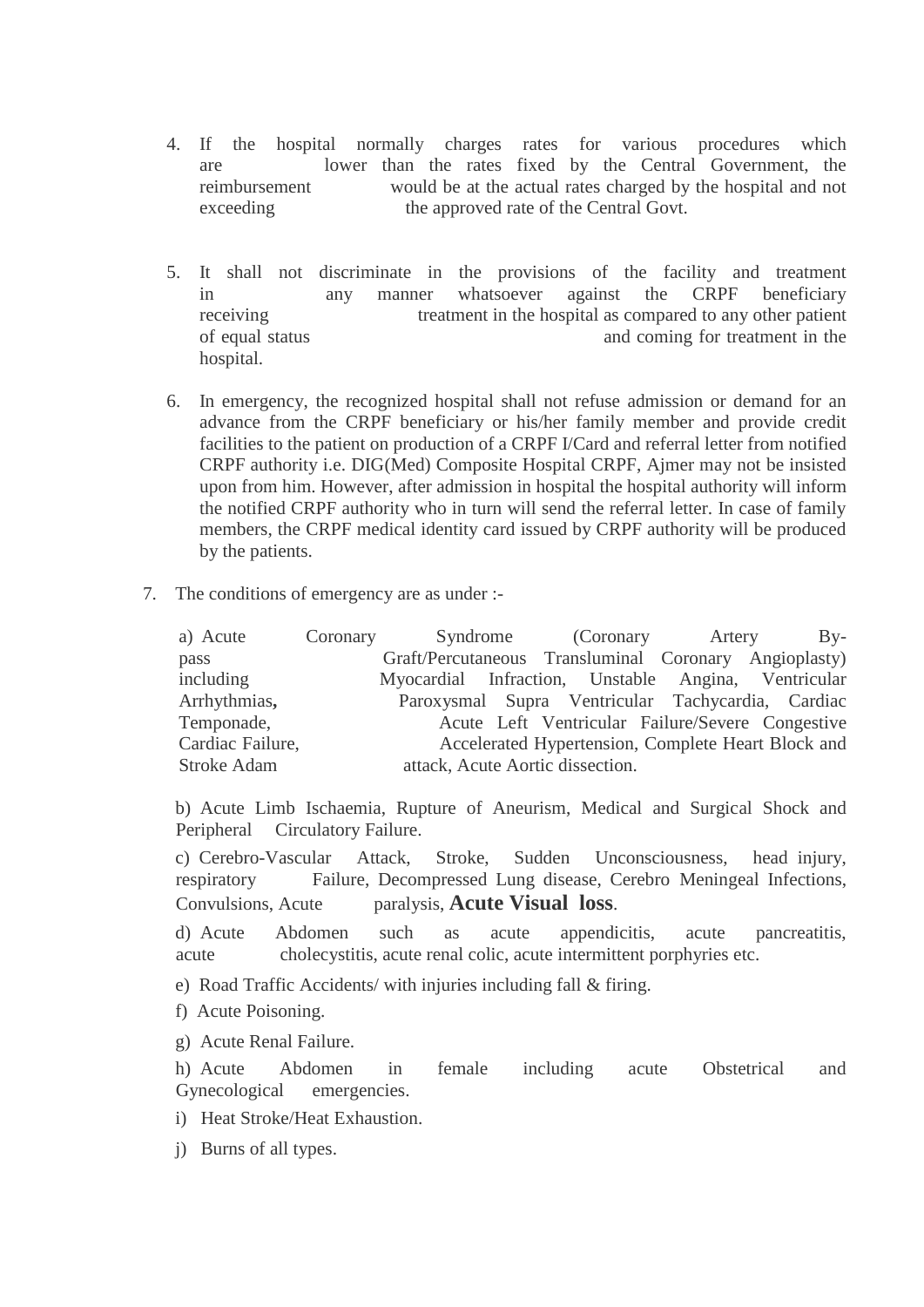4. If the hospital normally charges rates for various procedures which are lower than the rates fixed by the Central Government, the reimbursement would be at the actual rates charged by the hospital and not exceeding the approved rate of the Central Govt.

5. It shall not discriminate in the provisions of the facility and treatment in any manner whatsoever against the CRPF beneficiary receiving treatment in the hospital as compared to any other patient of equal status and coming for treatment in the hospital.

6. In emergency, the recognized hospital shall not refuse admission or demand for an advance from the CRPF beneficiary or his/her family member and provide credit facilities to the patient on production of a CRPF I/Card and referral letter from notified CRPF authority i.e. DIG(Med) Composite Hospital CRPF, Ajmer may not be insisted upon from him. However, after admission in hospital the hospital authority will inform the notified CRPF authority who in turn will send the referral letter. In case of family members, the CRPF medical identity card issued by CRPF authority will be produced by the patients.

7. The conditions of emergency are as under :-

   a) Acute Coronary Syndrome (Coronary Artery By-pass Graft/Percutaneous Transluminal Coronary Angioplasty) including Myocardial Infraction, Unstable Angina, Ventricular Arrhythmias**,** Paroxysmal Supra Ventricular Tachycardia, Cardiac Temponade, Acute Left Ventricular Failure/Severe Congestive Cardiac Failure, Accelerated Hypertension, Complete Heart Block and Stroke Adam attack, Acute Aortic dissection.

   b) Acute Limb Ischaemia, Rupture of Aneurism, Medical and Surgical Shock and Peripheral Circulatory Failure.

   c) Cerebro-Vascular Attack, Stroke, Sudden Unconsciousness, head injury, respiratory Failure, Decompressed Lung disease, Cerebro Meningeal Infections, Convulsions, Acute paralysis, **Acute Visual loss**.

   d) Acute Abdomen such as acute appendicitis, acute pancreatitis, acute cholecystitis, acute renal colic, acute intermittent porphyries etc.

   e) Road Traffic Accidents/ with injuries including fall & firing.

   f) Acute Poisoning.

   g) Acute Renal Failure.

   h) Acute Abdomen in female including acute Obstetrical and Gynecological emergencies.

   i) Heat Stroke/Heat Exhaustion.

   j) Burns of all types.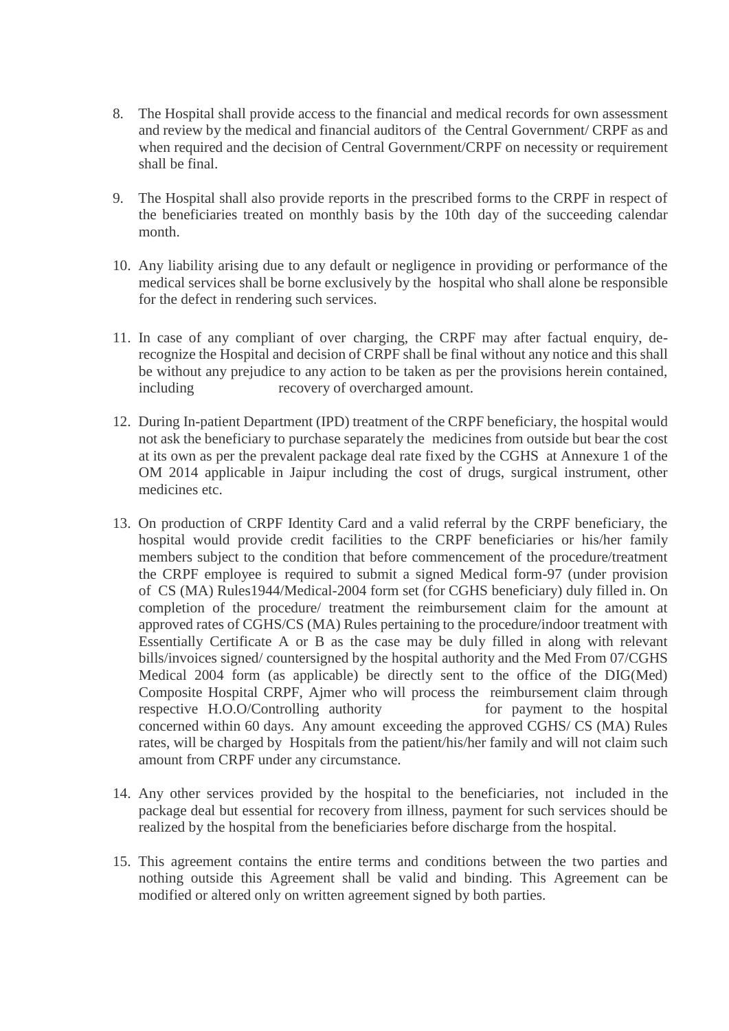8. The Hospital shall provide access to the financial and medical records for own assessment and review by the medical and financial auditors of the Central Government/ CRPF as and when required and the decision of Central Government/CRPF on necessity or requirement shall be final.

9. The Hospital shall also provide reports in the prescribed forms to the CRPF in respect of the beneficiaries treated on monthly basis by the 10th day of the succeeding calendar month.

10. Any liability arising due to any default or negligence in providing or performance of the medical services shall be borne exclusively by the hospital who shall alone be responsible for the defect in rendering such services.

11. In case of any compliant of over charging, the CRPF may after factual enquiry, de-recognize the Hospital and decision of CRPF shall be final without any notice and this shall be without any prejudice to any action to be taken as per the provisions herein contained, including recovery of overcharged amount.

12. During In-patient Department (IPD) treatment of the CRPF beneficiary, the hospital would not ask the beneficiary to purchase separately the medicines from outside but bear the cost at its own as per the prevalent package deal rate fixed by the CGHS at Annexure 1 of the OM 2014 applicable in Jaipur including the cost of drugs, surgical instrument, other medicines etc.

13. On production of CRPF Identity Card and a valid referral by the CRPF beneficiary, the hospital would provide credit facilities to the CRPF beneficiaries or his/her family members subject to the condition that before commencement of the procedure/treatment the CRPF employee is required to submit a signed Medical form-97 (under provision of CS (MA) Rules1944/Medical-2004 form set (for CGHS beneficiary) duly filled in. On completion of the procedure/ treatment the reimbursement claim for the amount at approved rates of CGHS/CS (MA) Rules pertaining to the procedure/indoor treatment with Essentially Certificate A or B as the case may be duly filled in along with relevant bills/invoices signed/ countersigned by the hospital authority and the Med From 07/CGHS Medical 2004 form (as applicable) be directly sent to the office of the DIG(Med) Composite Hospital CRPF, Ajmer who will process the reimbursement claim through respective H.O.O/Controlling authority for payment to the hospital concerned within 60 days. Any amount exceeding the approved CGHS/ CS (MA) Rules rates, will be charged by Hospitals from the patient/his/her family and will not claim such amount from CRPF under any circumstance.

14. Any other services provided by the hospital to the beneficiaries, not included in the package deal but essential for recovery from illness, payment for such services should be realized by the hospital from the beneficiaries before discharge from the hospital.

15. This agreement contains the entire terms and conditions between the two parties and nothing outside this Agreement shall be valid and binding. This Agreement can be modified or altered only on written agreement signed by both parties.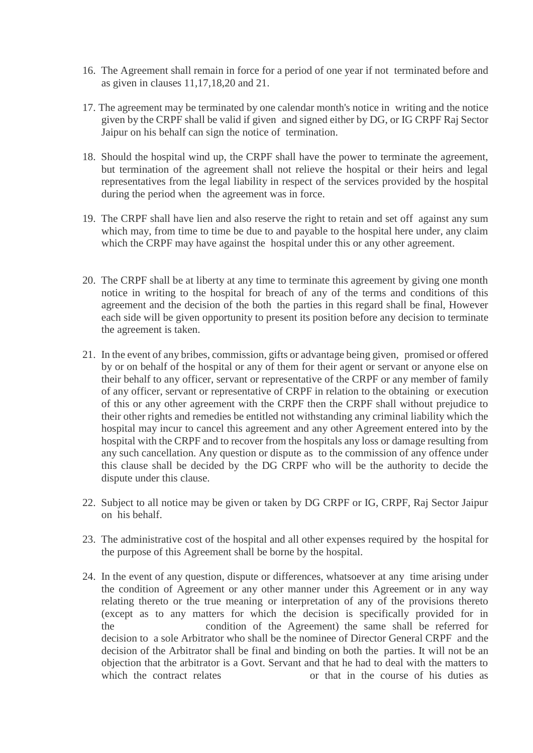16. The Agreement shall remain in force for a period of one year if not terminated before and as given in clauses 11,17,18,20 and 21.

17. The agreement may be terminated by one calendar month's notice in writing and the notice given by the CRPF shall be valid if given and signed either by DG, or IG CRPF Raj Sector Jaipur on his behalf can sign the notice of termination.

18. Should the hospital wind up, the CRPF shall have the power to terminate the agreement, but termination of the agreement shall not relieve the hospital or their heirs and legal representatives from the legal liability in respect of the services provided by the hospital during the period when the agreement was in force.

19. The CRPF shall have lien and also reserve the right to retain and set off against any sum which may, from time to time be due to and payable to the hospital here under, any claim which the CRPF may have against the hospital under this or any other agreement.

20. The CRPF shall be at liberty at any time to terminate this agreement by giving one month notice in writing to the hospital for breach of any of the terms and conditions of this agreement and the decision of the both the parties in this regard shall be final, However each side will be given opportunity to present its position before any decision to terminate the agreement is taken.

21. In the event of any bribes, commission, gifts or advantage being given, promised or offered by or on behalf of the hospital or any of them for their agent or servant or anyone else on their behalf to any officer, servant or representative of the CRPF or any member of family of any officer, servant or representative of CRPF in relation to the obtaining or execution of this or any other agreement with the CRPF then the CRPF shall without prejudice to their other rights and remedies be entitled not withstanding any criminal liability which the hospital may incur to cancel this agreement and any other Agreement entered into by the hospital with the CRPF and to recover from the hospitals any loss or damage resulting from any such cancellation. Any question or dispute as to the commission of any offence under this clause shall be decided by the DG CRPF who will be the authority to decide the dispute under this clause.

22. Subject to all notice may be given or taken by DG CRPF or IG, CRPF, Raj Sector Jaipur on his behalf.

23. The administrative cost of the hospital and all other expenses required by the hospital for the purpose of this Agreement shall be borne by the hospital.

24. In the event of any question, dispute or differences, whatsoever at any time arising under the condition of Agreement or any other manner under this Agreement or in any way relating thereto or the true meaning or interpretation of any of the provisions thereto (except as to any matters for which the decision is specifically provided for in the condition of the Agreement) the same shall be referred for decision to a sole Arbitrator who shall be the nominee of Director General CRPF and the decision of the Arbitrator shall be final and binding on both the parties. It will not be an objection that the arbitrator is a Govt. Servant and that he had to deal with the matters to which the contract relates or that in the course of his duties as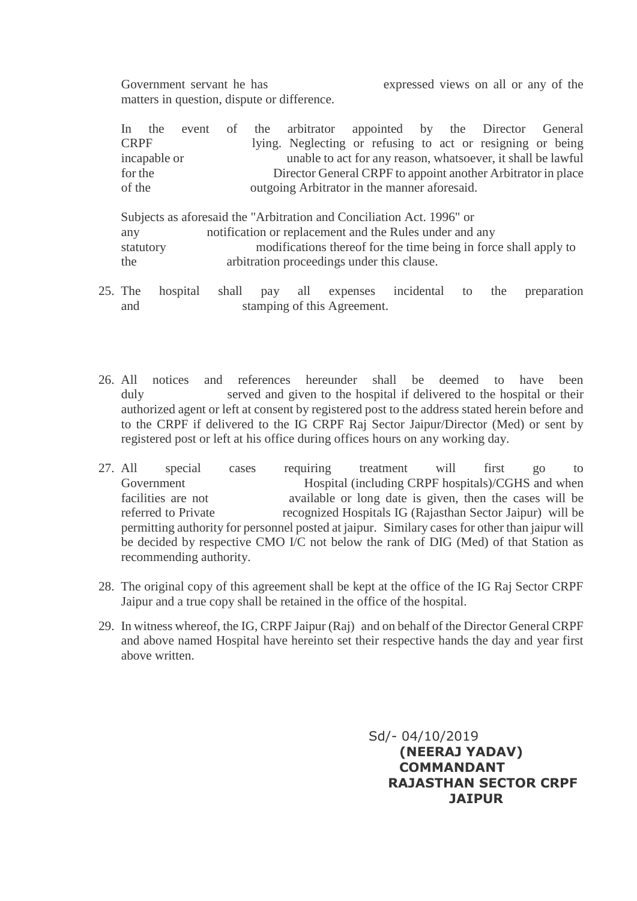Government servant he has expressed views on all or any of the matters in question, dispute or difference.

In the event of the arbitrator appointed by the Director General CRPF lying. Neglecting or refusing to act or resigning or being incapable or unable to act for any reason, whatsoever, it shall be lawful for the Director General CRPF to appoint another Arbitrator in place of the outgoing Arbitrator in the manner aforesaid.

Subjects as aforesaid the "Arbitration and Conciliation Act. 1996" or any notification or replacement and the Rules under and any statutory modifications thereof for the time being in force shall apply to the arbitration proceedings under this clause.

25. The hospital shall pay all expenses incidental to the preparation and stamping of this Agreement.

26. All notices and references hereunder shall be deemed to have been duly served and given to the hospital if delivered to the hospital or their authorized agent or left at consent by registered post to the address stated herein before and to the CRPF if delivered to the IG CRPF Raj Sector Jaipur/Director (Med) or sent by registered post or left at his office during offices hours on any working day.

27. All special cases requiring treatment will first go to Government Hospital (including CRPF hospitals)/CGHS and when facilities are not available or long date is given, then the cases will be referred to Private recognized Hospitals IG (Rajasthan Sector Jaipur) will be permitting authority for personnel posted at jaipur. Similary cases for other than jaipur will be decided by respective CMO I/C not below the rank of DIG (Med) of that Station as recommending authority.

28. The original copy of this agreement shall be kept at the office of the IG Raj Sector CRPF Jaipur and a true copy shall be retained in the office of the hospital.

29. In witness whereof, the IG, CRPF Jaipur (Raj) and on behalf of the Director General CRPF and above named Hospital have hereinto set their respective hands the day and year first above written.

Sd/- 04/10/2019

**(NEERAJ YADAV)**
**COMMANDANT**
**RAJASTHAN SECTOR CRPF**
**JAIPUR**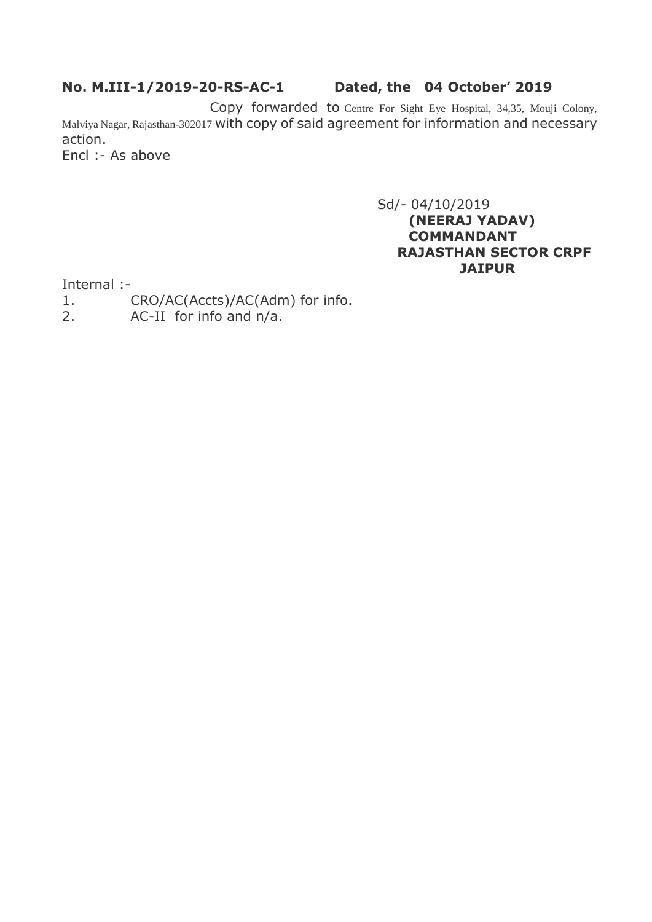**No. M.III-1/2019-20-RS-AC-1 Dated, the 04 October' 2019**

Copy forwarded to Centre For Sight Eye Hospital, 34,35, Mouji Colony, Malviya Nagar, Rajasthan-302017 with copy of said agreement for information and necessary action.

Encl :- As above

Sd/- 04/10/2019
**(NEERAJ YADAV)**
**COMMANDANT**
**RAJASTHAN SECTOR CRPF**
**JAIPUR**

Internal :-

1. CRO/AC(Accts)/AC(Adm) for info.
2. AC-II for info and n/a.